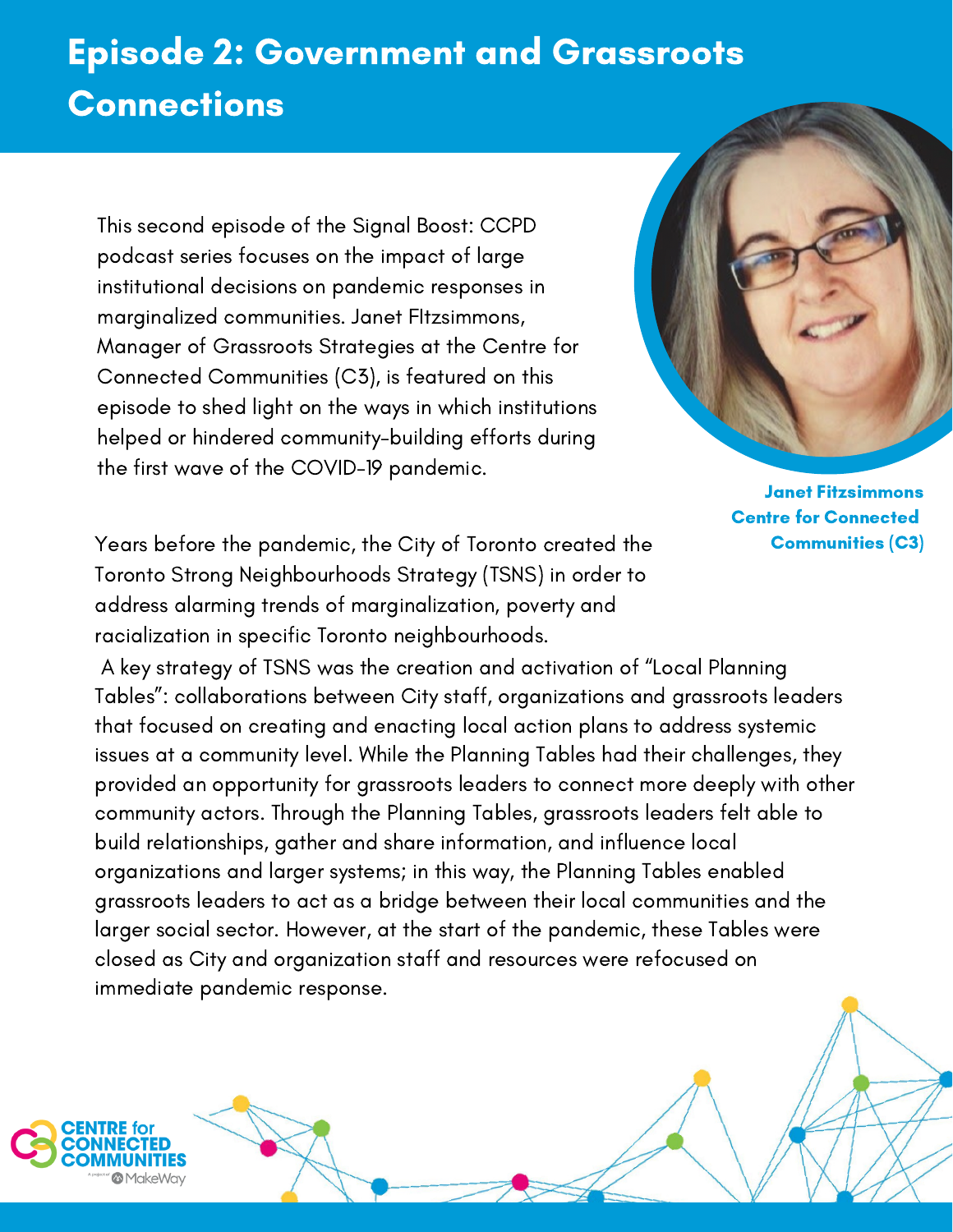# Episode 2: Government and Grassroots Connections

This second episode of the Signal Boost: CCPD podcast series focuses on the impact of large institutional decisions on pandemic responses in marginalized communities. Janet FItzsimmons, Manager of Grassroots Strategies at the Centre for Connected Communities (C3), is featured on this episode to shed light on the ways in which institutions helped or hindered community-building efforts during the first wave of the COVID-19 pandemic.

**Janet Fitzsimmons**
**Centre for Connected Communities (C3)**

Years before the pandemic, the City of Toronto created the Toronto Strong Neighbourhoods Strategy (TSNS) in order to address alarming trends of marginalization, poverty and racialization in specific Toronto neighbourhoods.

A key strategy of TSNS was the creation and activation of "Local Planning Tables": collaborations between City staff, organizations and grassroots leaders that focused on creating and enacting local action plans to address systemic issues at a community level. While the Planning Tables had their challenges, they provided an opportunity for grassroots leaders to connect more deeply with other community actors. Through the Planning Tables, grassroots leaders felt able to build relationships, gather and share information, and influence local organizations and larger systems; in this way, the Planning Tables enabled grassroots leaders to act as a bridge between their local communities and the larger social sector. However, at the start of the pandemic, these Tables were closed as City and organization staff and resources were refocused on immediate pandemic response.

CENTRE for CONNECTED COMMUNITIES
A project of MakeWay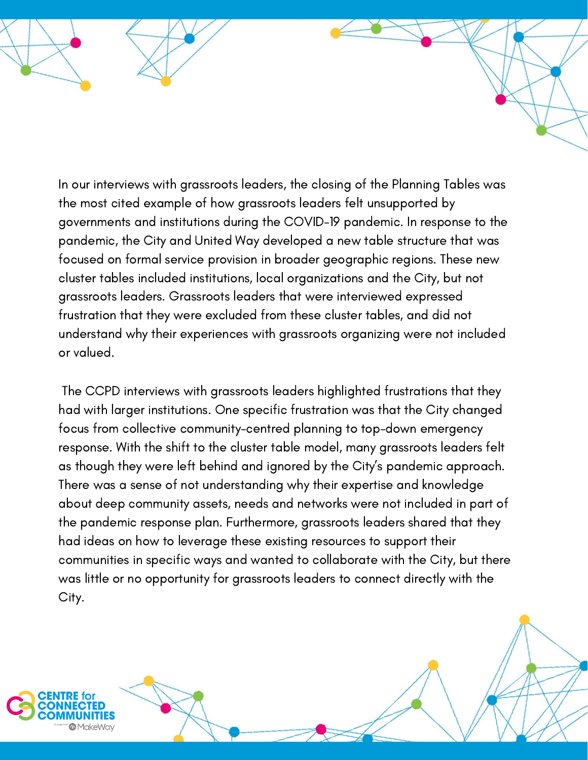In our interviews with grassroots leaders, the closing of the Planning Tables was the most cited example of how grassroots leaders felt unsupported by governments and institutions during the COVID-19 pandemic. In response to the pandemic, the City and United Way developed a new table structure that was focused on formal service provision in broader geographic regions. These new cluster tables included institutions, local organizations and the City, but not grassroots leaders. Grassroots leaders that were interviewed expressed frustration that they were excluded from these cluster tables, and did not understand why their experiences with grassroots organizing were not included or valued.

The CCPD interviews with grassroots leaders highlighted frustrations that they had with larger institutions. One specific frustration was that the City changed focus from collective community-centred planning to top-down emergency response. With the shift to the cluster table model, many grassroots leaders felt as though they were left behind and ignored by the City's pandemic approach. There was a sense of not understanding why their expertise and knowledge about deep community assets, needs and networks were not included in part of the pandemic response plan. Furthermore, grassroots leaders shared that they had ideas on how to leverage these existing resources to support their communities in specific ways and wanted to collaborate with the City, but there was little or no opportunity for grassroots leaders to connect directly with the City.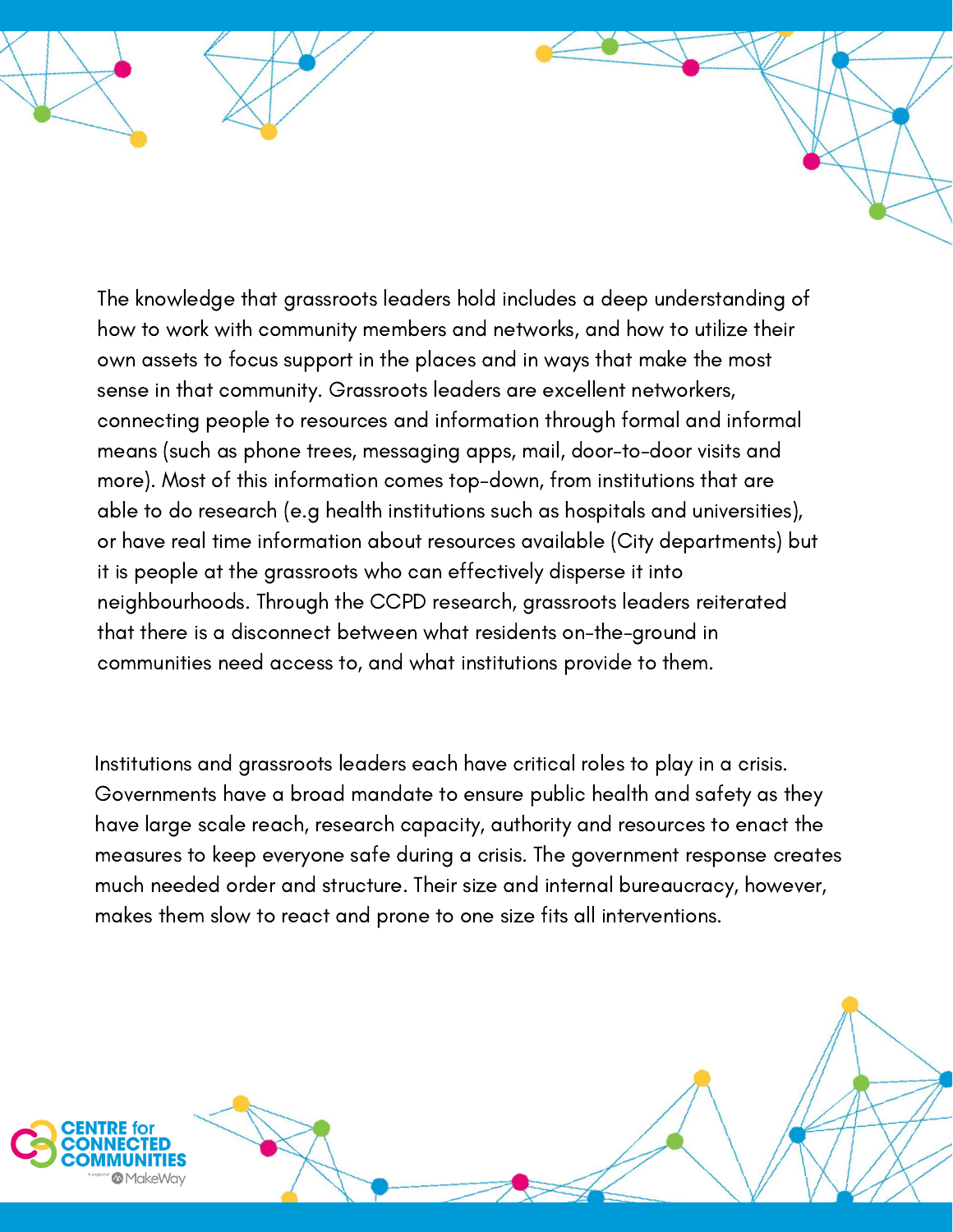The knowledge that grassroots leaders hold includes a deep understanding of how to work with community members and networks, and how to utilize their own assets to focus support in the places and in ways that make the most sense in that community. Grassroots leaders are excellent networkers, connecting people to resources and information through formal and informal means (such as phone trees, messaging apps, mail, door-to-door visits and more). Most of this information comes top-down, from institutions that are able to do research (e.g health institutions such as hospitals and universities), or have real time information about resources available (City departments) but it is people at the grassroots who can effectively disperse it into neighbourhoods. Through the CCPD research, grassroots leaders reiterated that there is a disconnect between what residents on-the-ground in communities need access to, and what institutions provide to them.

Institutions and grassroots leaders each have critical roles to play in a crisis. Governments have a broad mandate to ensure public health and safety as they have large scale reach, research capacity, authority and resources to enact the measures to keep everyone safe during a crisis. The government response creates much needed order and structure. Their size and internal bureaucracy, however, makes them slow to react and prone to one size fits all interventions.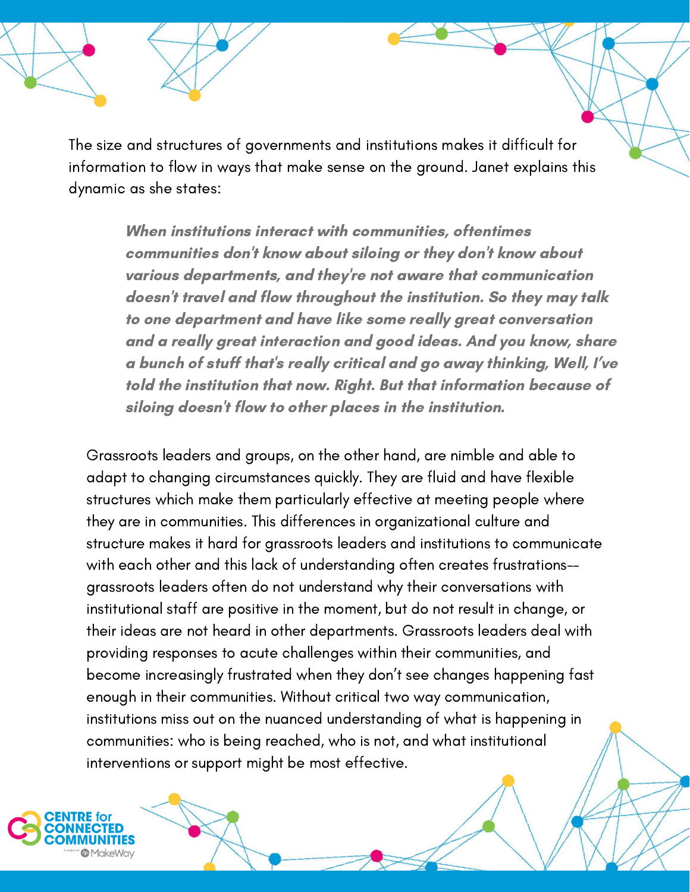The size and structures of governments and institutions makes it difficult for information to flow in ways that make sense on the ground. Janet explains this dynamic as she states:

> ***When institutions interact with communities, oftentimes communities don't know about siloing or they don't know about various departments, and they're not aware that communication doesn't travel and flow throughout the institution. So they may talk to one department and have like some really great conversation and a really great interaction and good ideas. And you know, share a bunch of stuff that's really critical and go away thinking, Well, I've told the institution that now. Right. But that information because of siloing doesn't flow to other places in the institution.***

Grassroots leaders and groups, on the other hand, are nimble and able to adapt to changing circumstances quickly. They are fluid and have flexible structures which make them particularly effective at meeting people where they are in communities. This differences in organizational culture and structure makes it hard for grassroots leaders and institutions to communicate with each other and this lack of understanding often creates frustrations-- grassroots leaders often do not understand why their conversations with institutional staff are positive in the moment, but do not result in change, or their ideas are not heard in other departments. Grassroots leaders deal with providing responses to acute challenges within their communities, and become increasingly frustrated when they don't see changes happening fast enough in their communities. Without critical two way communication, institutions miss out on the nuanced understanding of what is happening in communities: who is being reached, who is not, and what institutional interventions or support might be most effective.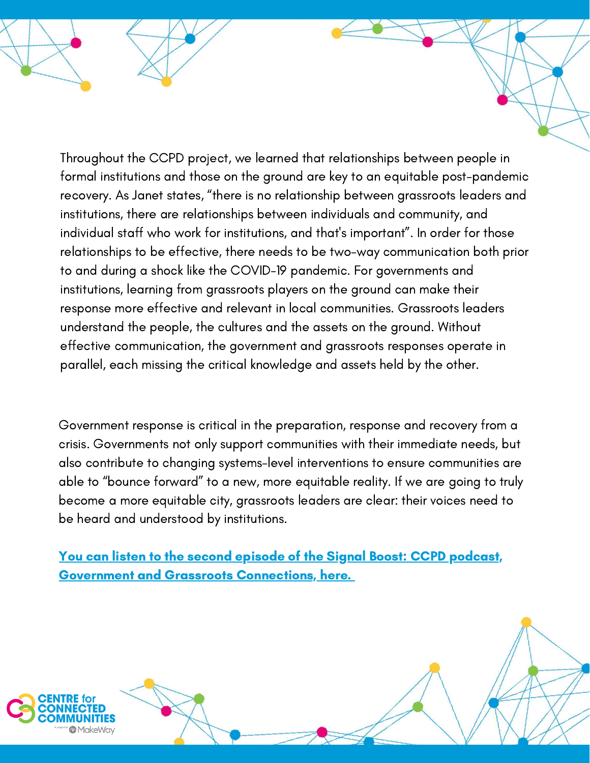Throughout the CCPD project, we learned that relationships between people in formal institutions and those on the ground are key to an equitable post-pandemic recovery. As Janet states, "there is no relationship between grassroots leaders and institutions, there are relationships between individuals and community, and individual staff who work for institutions, and that's important". In order for those relationships to be effective, there needs to be two-way communication both prior to and during a shock like the COVID-19 pandemic. For governments and institutions, learning from grassroots players on the ground can make their response more effective and relevant in local communities. Grassroots leaders understand the people, the cultures and the assets on the ground. Without effective communication, the government and grassroots responses operate in parallel, each missing the critical knowledge and assets held by the other.

Government response is critical in the preparation, response and recovery from a crisis. Governments not only support communities with their immediate needs, but also contribute to changing systems-level interventions to ensure communities are able to "bounce forward" to a new, more equitable reality. If we are going to truly become a more equitable city, grassroots leaders are clear: their voices need to be heard and understood by institutions.

**You can listen to the second episode of the Signal Boost: CCPD podcast, Government and Grassroots Connections, here.**

CENTRE for CONNECTED COMMUNITIES

A project of MakeWay